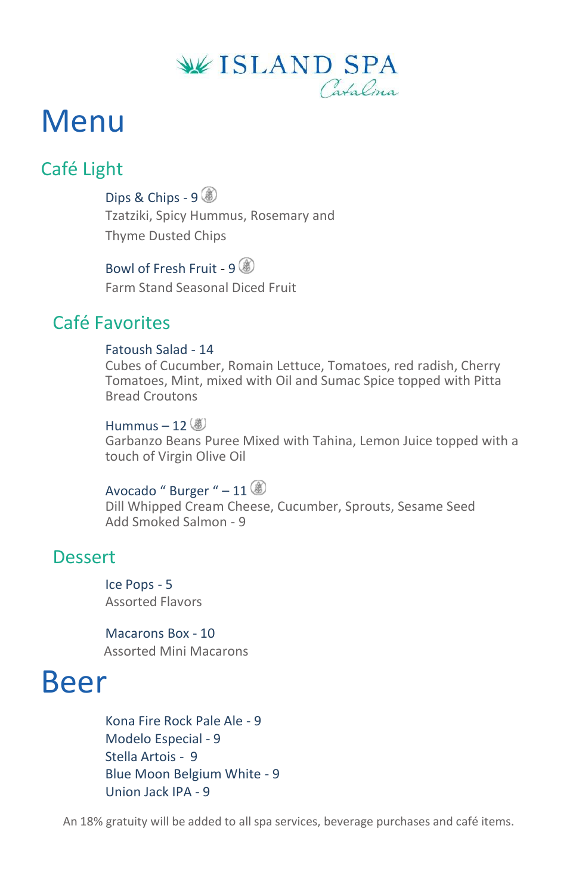ISLAND SPA
Catalina

# Menu

## Café Light

Dips & Chips - 9
Tzatziki, Spicy Hummus, Rosemary and Thyme Dusted Chips

Bowl of Fresh Fruit - 9
Farm Stand Seasonal Diced Fruit

## Café Favorites

Fatoush Salad - 14
Cubes of Cucumber, Romain Lettuce, Tomatoes, red radish, Cherry Tomatoes, Mint, mixed with Oil and Sumac Spice topped with Pitta Bread Croutons

Hummus – 12
Garbanzo Beans Puree Mixed with Tahina, Lemon Juice topped with a touch of Virgin Olive Oil

Avocado " Burger " – 11
Dill Whipped Cream Cheese, Cucumber, Sprouts, Sesame Seed
Add Smoked Salmon - 9

## Dessert

Ice Pops - 5
Assorted Flavors

Macarons Box - 10
Assorted Mini Macarons

# Beer

Kona Fire Rock Pale Ale - 9
Modelo Especial - 9
Stella Artois - 9
Blue Moon Belgium White - 9
Union Jack IPA - 9

An 18% gratuity will be added to all spa services, beverage purchases and café items.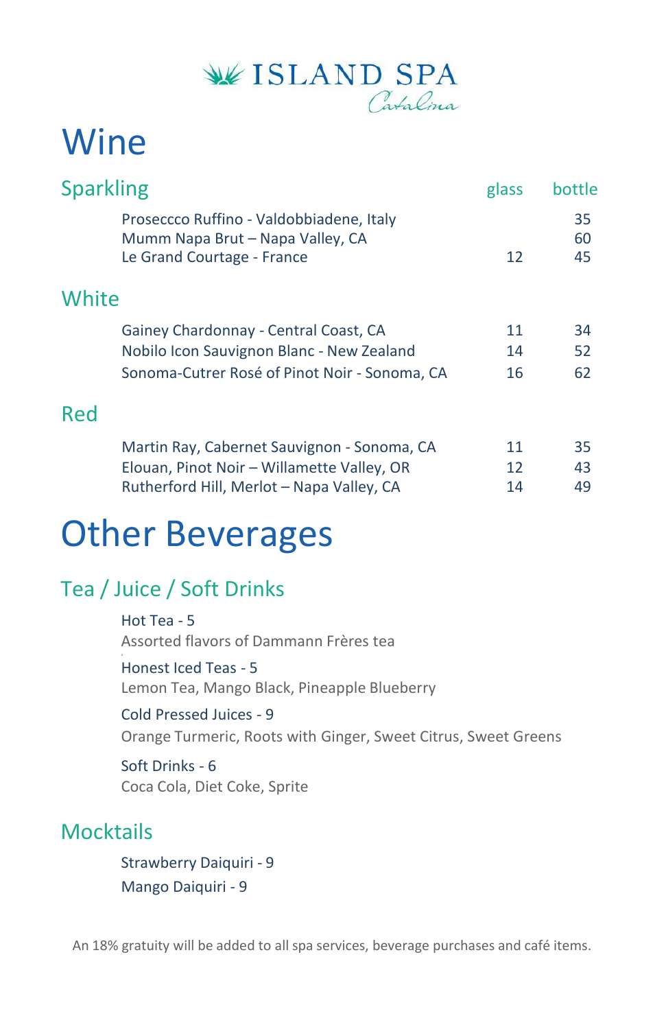ISLAND SPA
*Catalina*

# Wine

| Sparkling | glass | bottle |
|---|---|---|
| Proseccco Ruffino - Valdobbiadene, Italy | | 35 |
| Mumm Napa Brut – Napa Valley, CA | | 60 |
| Le Grand Courtage - France | 12 | 45 |

| White | glass | bottle |
|---|---|---|
| Gainey Chardonnay - Central Coast, CA | 11 | 34 |
| Nobilo Icon Sauvignon Blanc - New Zealand | 14 | 52 |
| Sonoma-Cutrer Rosé of Pinot Noir - Sonoma, CA | 16 | 62 |

| Red | glass | bottle |
|---|---|---|
| Martin Ray, Cabernet Sauvignon - Sonoma, CA | 11 | 35 |
| Elouan, Pinot Noir – Willamette Valley, OR | 12 | 43 |
| Rutherford Hill, Merlot – Napa Valley, CA | 14 | 49 |

# Other Beverages

## Tea / Juice / Soft Drinks

Hot Tea - 5
Assorted flavors of Dammann Frères tea

Honest Iced Teas - 5
Lemon Tea, Mango Black, Pineapple Blueberry

Cold Pressed Juices - 9
Orange Turmeric, Roots with Ginger, Sweet Citrus, Sweet Greens

Soft Drinks - 6
Coca Cola, Diet Coke, Sprite

## Mocktails

Strawberry Daiquiri - 9
Mango Daiquiri - 9

An 18% gratuity will be added to all spa services, beverage purchases and café items.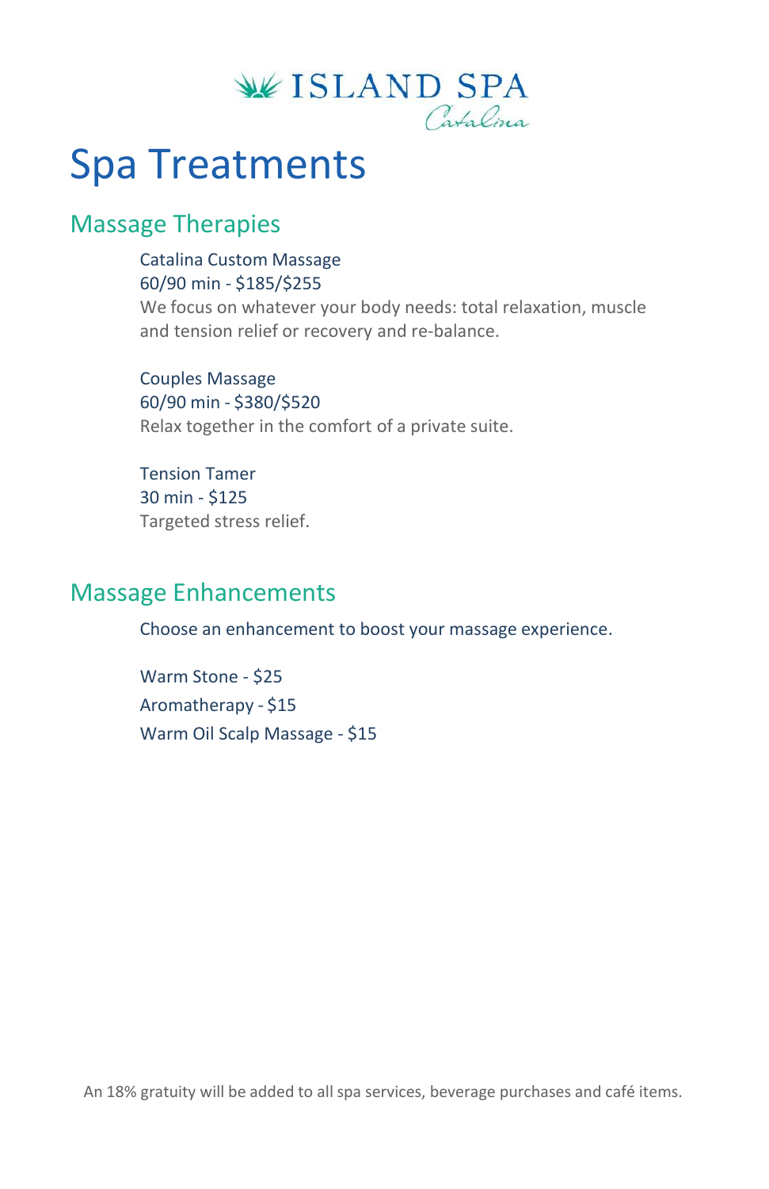ISLAND SPA
Catalina

# Spa Treatments

## Massage Therapies

Catalina Custom Massage
60/90 min - $185/$255
We focus on whatever your body needs: total relaxation, muscle and tension relief or recovery and re-balance.

Couples Massage
60/90 min - $380/$520
Relax together in the comfort of a private suite.

Tension Tamer
30 min - $125
Targeted stress relief.

## Massage Enhancements

Choose an enhancement to boost your massage experience.

Warm Stone - $25
Aromatherapy - $15
Warm Oil Scalp Massage - $15

An 18% gratuity will be added to all spa services, beverage purchases and café items.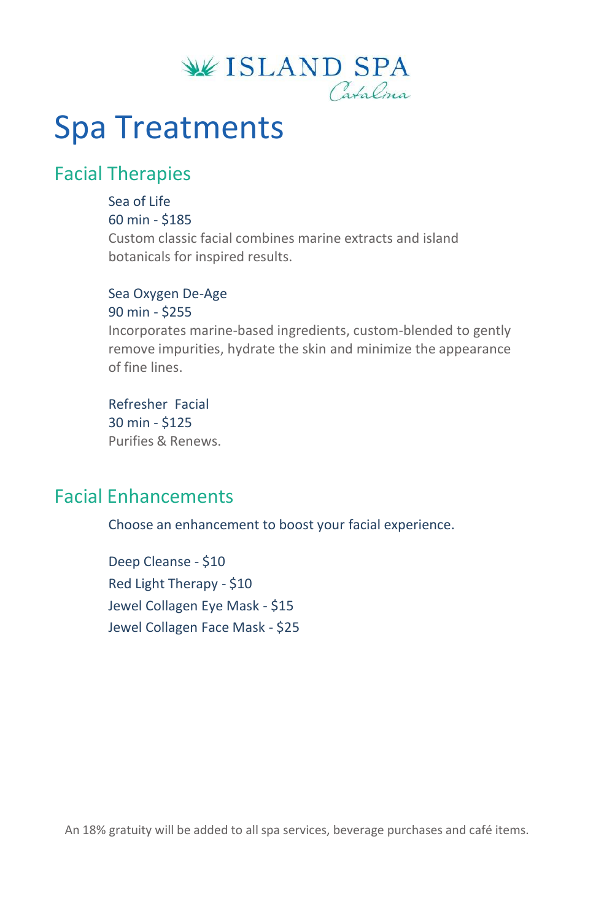ISLAND SPA
Catalina

# Spa Treatments

## Facial Therapies

Sea of Life
60 min - $185
Custom classic facial combines marine extracts and island botanicals for inspired results.

Sea Oxygen De-Age
90 min - $255
Incorporates marine-based ingredients, custom-blended to gently remove impurities, hydrate the skin and minimize the appearance of fine lines.

Refresher Facial
30 min - $125
Purifies & Renews.

## Facial Enhancements

Choose an enhancement to boost your facial experience.

Deep Cleanse - $10
Red Light Therapy - $10
Jewel Collagen Eye Mask - $15
Jewel Collagen Face Mask - $25

An 18% gratuity will be added to all spa services, beverage purchases and café items.